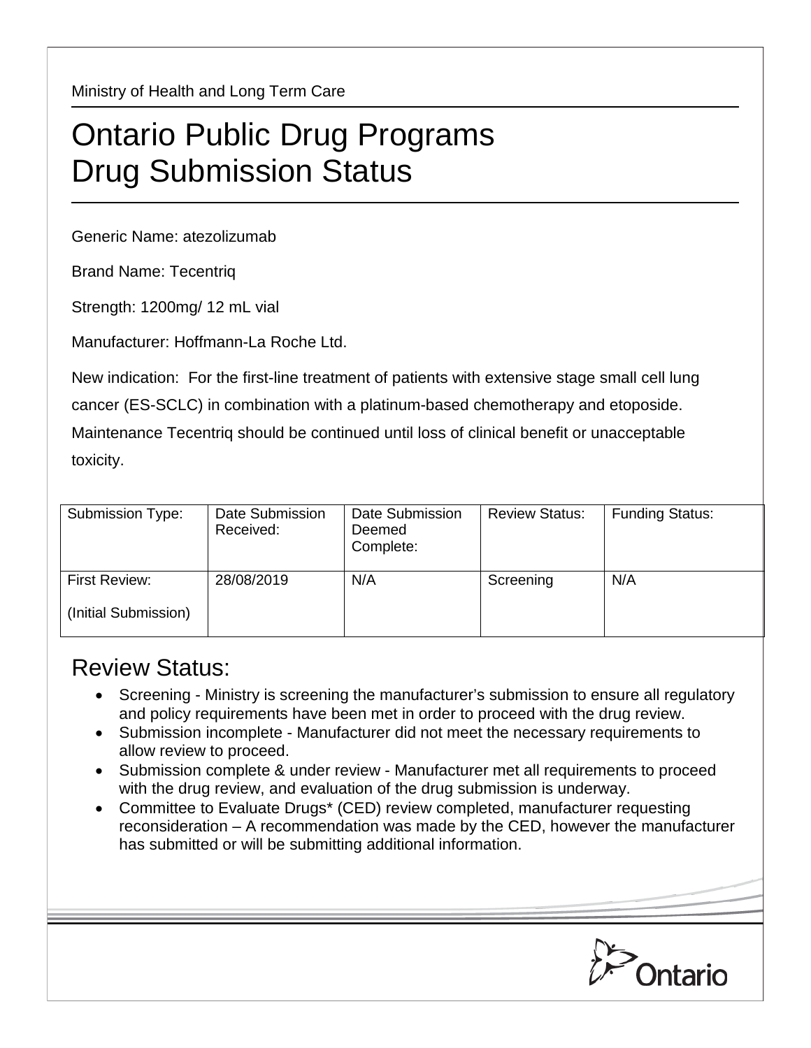Ministry of Health and Long Term Care

# Ontario Public Drug Programs
# Drug Submission Status

Generic Name: atezolizumab

Brand Name: Tecentriq

Strength: 1200mg/ 12 mL vial

Manufacturer: Hoffmann-La Roche Ltd.

New indication: For the first-line treatment of patients with extensive stage small cell lung cancer (ES-SCLC) in combination with a platinum-based chemotherapy and etoposide. Maintenance Tecentriq should be continued until loss of clinical benefit or unacceptable toxicity.

| Submission Type: | Date Submission Received: | Date Submission Deemed Complete: | Review Status: | Funding Status: |
|---|---|---|---|---|
| First Review: (Initial Submission) | 28/08/2019 | N/A | Screening | N/A |

## Review Status:

- Screening - Ministry is screening the manufacturer's submission to ensure all regulatory and policy requirements have been met in order to proceed with the drug review.
- Submission incomplete - Manufacturer did not meet the necessary requirements to allow review to proceed.
- Submission complete & under review - Manufacturer met all requirements to proceed with the drug review, and evaluation of the drug submission is underway.
- Committee to Evaluate Drugs* (CED) review completed, manufacturer requesting reconsideration – A recommendation was made by the CED, however the manufacturer has submitted or will be submitting additional information.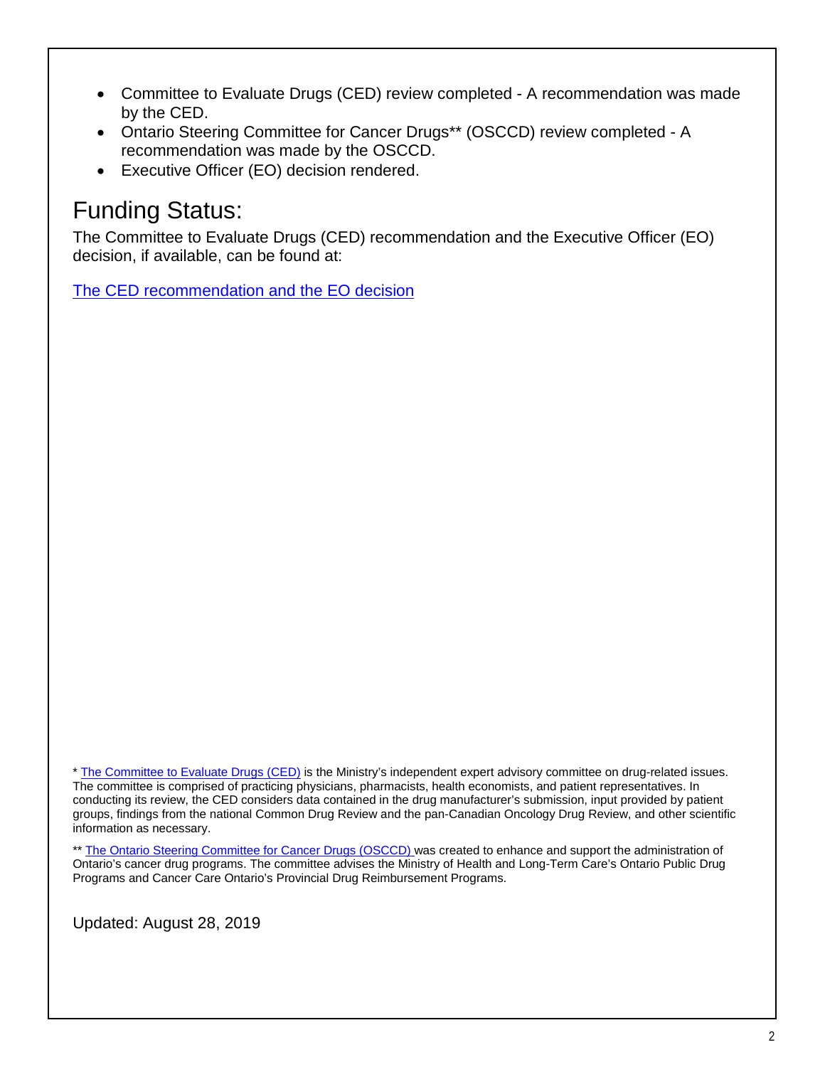- Committee to Evaluate Drugs (CED) review completed - A recommendation was made by the CED.
- Ontario Steering Committee for Cancer Drugs** (OSCCD) review completed - A recommendation was made by the OSCCD.
- Executive Officer (EO) decision rendered.

# Funding Status:

The Committee to Evaluate Drugs (CED) recommendation and the Executive Officer (EO) decision, if available, can be found at:

The CED recommendation and the EO decision

* The Committee to Evaluate Drugs (CED) is the Ministry's independent expert advisory committee on drug-related issues. The committee is comprised of practicing physicians, pharmacists, health economists, and patient representatives. In conducting its review, the CED considers data contained in the drug manufacturer's submission, input provided by patient groups, findings from the national Common Drug Review and the pan-Canadian Oncology Drug Review, and other scientific information as necessary.

** The Ontario Steering Committee for Cancer Drugs (OSCCD) was created to enhance and support the administration of Ontario's cancer drug programs. The committee advises the Ministry of Health and Long-Term Care's Ontario Public Drug Programs and Cancer Care Ontario's Provincial Drug Reimbursement Programs.

Updated: August 28, 2019